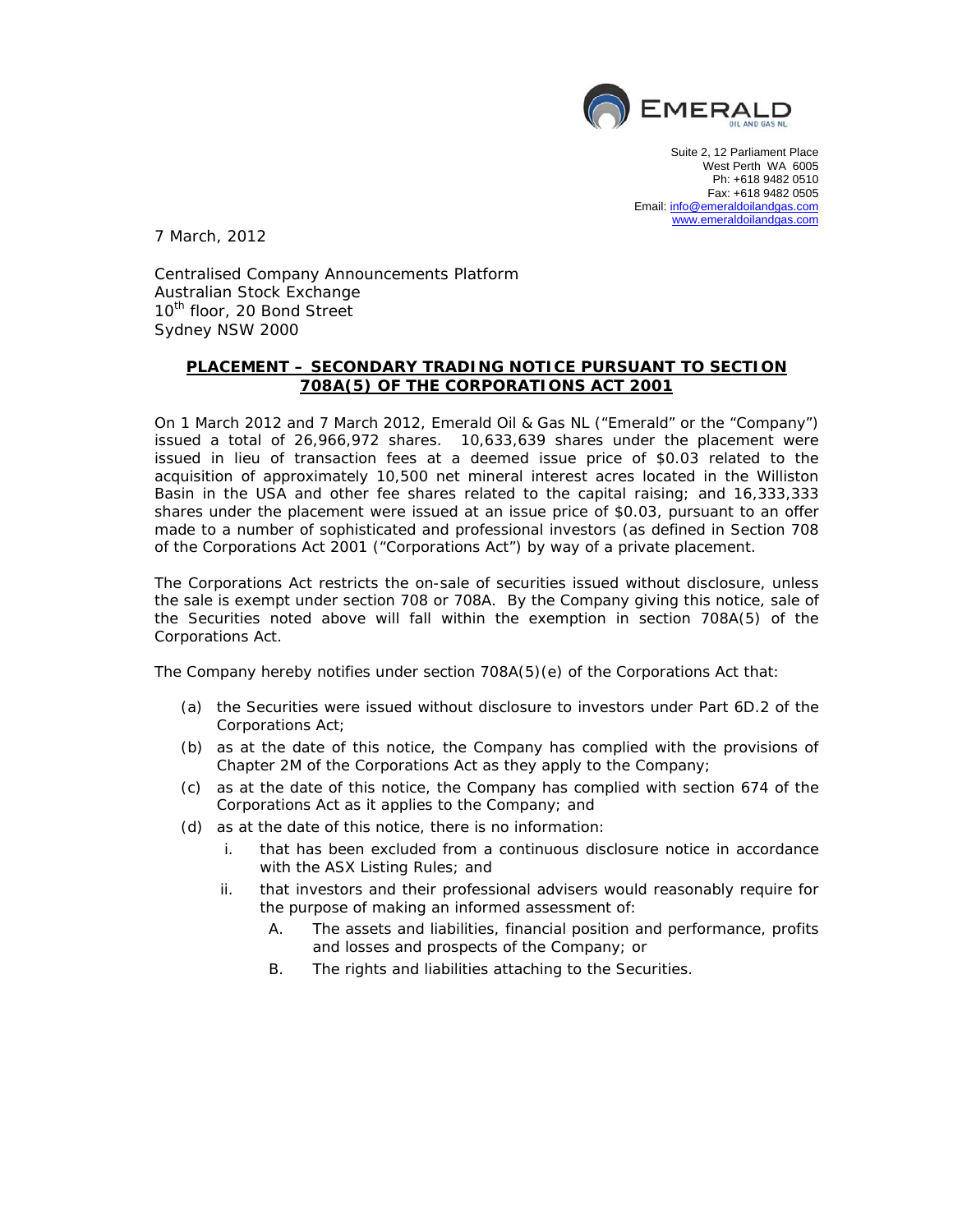EMERALD
OIL AND GAS NL

Suite 2, 12 Parliament Place
West Perth WA 6005
Ph: +618 9482 0510
Fax: +618 9482 0505
Email: info@emeraldoilandgas.com
www.emeraldoilandgas.com

7 March, 2012

Centralised Company Announcements Platform
Australian Stock Exchange
10th floor, 20 Bond Street
Sydney NSW 2000

## PLACEMENT – SECONDARY TRADING NOTICE PURSUANT TO SECTION 708A(5) OF THE CORPORATIONS ACT 2001

On 1 March 2012 and 7 March 2012, Emerald Oil & Gas NL ("Emerald" or the "Company") issued a total of 26,966,972 shares. 10,633,639 shares under the placement were issued in lieu of transaction fees at a deemed issue price of $0.03 related to the acquisition of approximately 10,500 net mineral interest acres located in the Williston Basin in the USA and other fee shares related to the capital raising; and 16,333,333 shares under the placement were issued at an issue price of $0.03, pursuant to an offer made to a number of sophisticated and professional investors (as defined in Section 708 of the Corporations Act 2001 ("Corporations Act") by way of a private placement.

The Corporations Act restricts the on-sale of securities issued without disclosure, unless the sale is exempt under section 708 or 708A. By the Company giving this notice, sale of the Securities noted above will fall within the exemption in section 708A(5) of the Corporations Act.

The Company hereby notifies under section 708A(5)(e) of the Corporations Act that:

(a) the Securities were issued without disclosure to investors under Part 6D.2 of the Corporations Act;

(b) as at the date of this notice, the Company has complied with the provisions of Chapter 2M of the Corporations Act as they apply to the Company;

(c) as at the date of this notice, the Company has complied with section 674 of the Corporations Act as it applies to the Company; and

(d) as at the date of this notice, there is no information:

   i. that has been excluded from a continuous disclosure notice in accordance with the ASX Listing Rules; and

   ii. that investors and their professional advisers would reasonably require for the purpose of making an informed assessment of:

      A. The assets and liabilities, financial position and performance, profits and losses and prospects of the Company; or

      B. The rights and liabilities attaching to the Securities.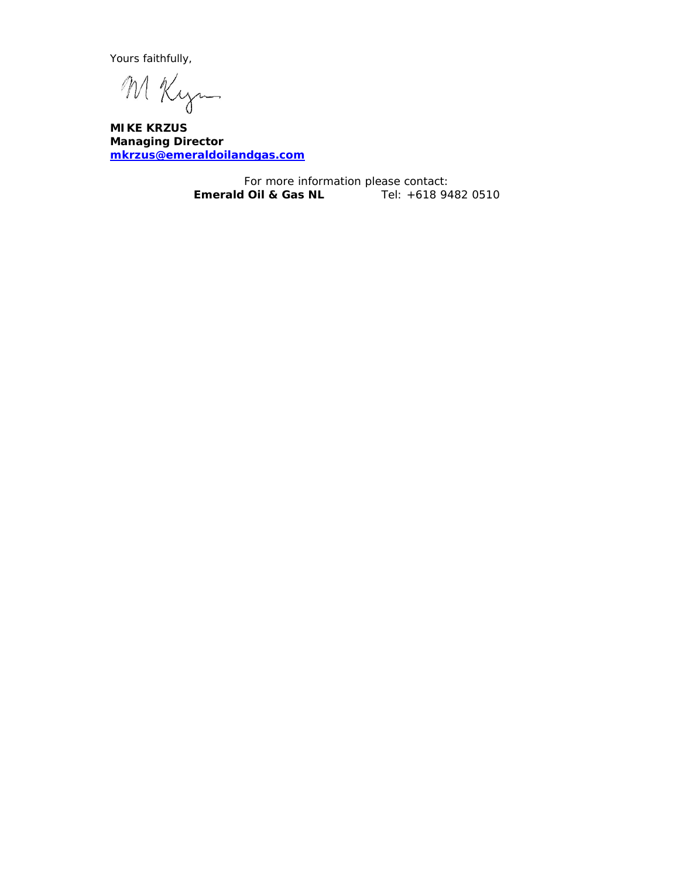Yours faithfully,

**MIKE KRZUS**
**Managing Director**
**mkrzus@emeraldoilandgas.com**

For more information please contact:
**Emerald Oil & Gas NL** Tel: +618 9482 0510